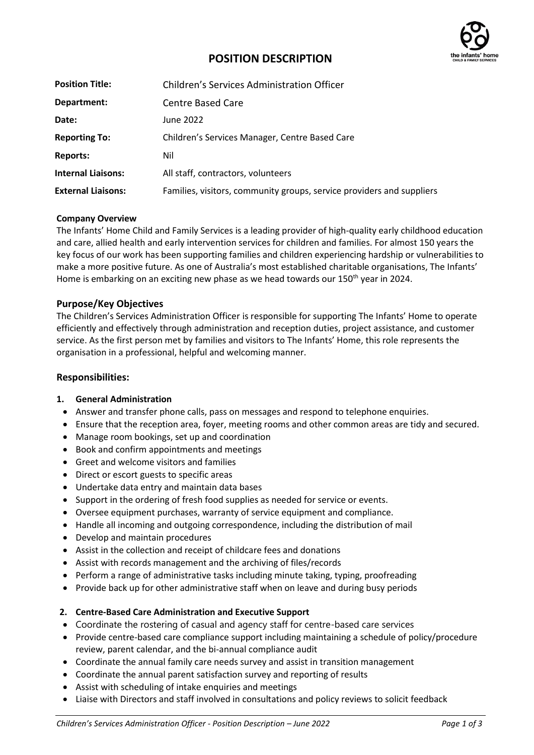# POSITION DESCRIPTION

| | |
|---|---|
| **Position Title:** | Children's Services Administration Officer |
| **Department:** | Centre Based Care |
| **Date:** | June 2022 |
| **Reporting To:** | Children's Services Manager, Centre Based Care |
| **Reports:** | Nil |
| **Internal Liaisons:** | All staff, contractors, volunteers |
| **External Liaisons:** | Families, visitors, community groups, service providers and suppliers |

**Company Overview**

The Infants' Home Child and Family Services is a leading provider of high-quality early childhood education and care, allied health and early intervention services for children and families. For almost 150 years the key focus of our work has been supporting families and children experiencing hardship or vulnerabilities to make a more positive future. As one of Australia's most established charitable organisations, The Infants' Home is embarking on an exciting new phase as we head towards our 150th year in 2024.

## Purpose/Key Objectives

The Children's Services Administration Officer is responsible for supporting The Infants' Home to operate efficiently and effectively through administration and reception duties, project assistance, and customer service. As the first person met by families and visitors to The Infants' Home, this role represents the organisation in a professional, helpful and welcoming manner.

## Responsibilities:

**1. General Administration**

- Answer and transfer phone calls, pass on messages and respond to telephone enquiries.
- Ensure that the reception area, foyer, meeting rooms and other common areas are tidy and secured.
- Manage room bookings, set up and coordination
- Book and confirm appointments and meetings
- Greet and welcome visitors and families
- Direct or escort guests to specific areas
- Undertake data entry and maintain data bases
- Support in the ordering of fresh food supplies as needed for service or events.
- Oversee equipment purchases, warranty of service equipment and compliance.
- Handle all incoming and outgoing correspondence, including the distribution of mail
- Develop and maintain procedures
- Assist in the collection and receipt of childcare fees and donations
- Assist with records management and the archiving of files/records
- Perform a range of administrative tasks including minute taking, typing, proofreading
- Provide back up for other administrative staff when on leave and during busy periods

**2. Centre-Based Care Administration and Executive Support**

- Coordinate the rostering of casual and agency staff for centre-based care services
- Provide centre-based care compliance support including maintaining a schedule of policy/procedure review, parent calendar, and the bi-annual compliance audit
- Coordinate the annual family care needs survey and assist in transition management
- Coordinate the annual parent satisfaction survey and reporting of results
- Assist with scheduling of intake enquiries and meetings
- Liaise with Directors and staff involved in consultations and policy reviews to solicit feedback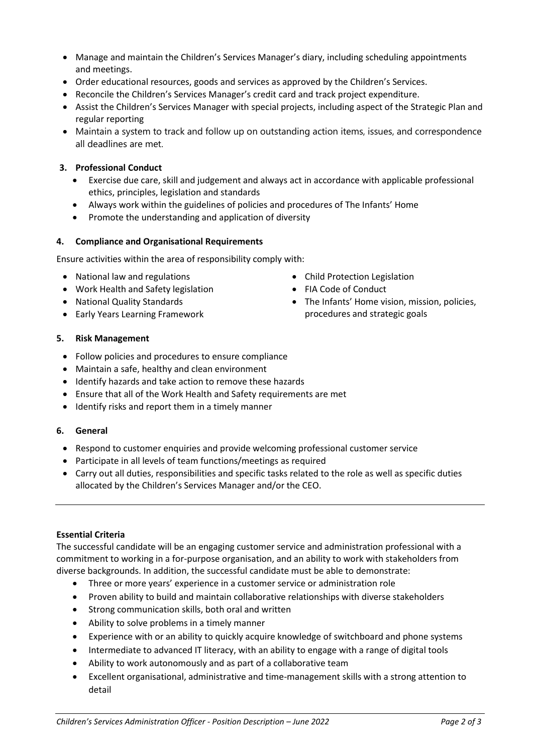- Manage and maintain the Children's Services Manager's diary, including scheduling appointments and meetings.
- Order educational resources, goods and services as approved by the Children's Services.
- Reconcile the Children's Services Manager's credit card and track project expenditure.
- Assist the Children's Services Manager with special projects, including aspect of the Strategic Plan and regular reporting
- Maintain a system to track and follow up on outstanding action items, issues, and correspondence all deadlines are met.

**3. Professional Conduct**

- Exercise due care, skill and judgement and always act in accordance with applicable professional ethics, principles, legislation and standards
- Always work within the guidelines of policies and procedures of The Infants' Home
- Promote the understanding and application of diversity

**4. Compliance and Organisational Requirements**

Ensure activities within the area of responsibility comply with:

- National law and regulations
- Work Health and Safety legislation
- National Quality Standards
- Early Years Learning Framework
- Child Protection Legislation
- FIA Code of Conduct
- The Infants' Home vision, mission, policies, procedures and strategic goals

**5. Risk Management**

- Follow policies and procedures to ensure compliance
- Maintain a safe, healthy and clean environment
- Identify hazards and take action to remove these hazards
- Ensure that all of the Work Health and Safety requirements are met
- Identify risks and report them in a timely manner

**6. General**

- Respond to customer enquiries and provide welcoming professional customer service
- Participate in all levels of team functions/meetings as required
- Carry out all duties, responsibilities and specific tasks related to the role as well as specific duties allocated by the Children's Services Manager and/or the CEO.

---

**Essential Criteria**

The successful candidate will be an engaging customer service and administration professional with a commitment to working in a for-purpose organisation, and an ability to work with stakeholders from diverse backgrounds. In addition, the successful candidate must be able to demonstrate:

- Three or more years' experience in a customer service or administration role
- Proven ability to build and maintain collaborative relationships with diverse stakeholders
- Strong communication skills, both oral and written
- Ability to solve problems in a timely manner
- Experience with or an ability to quickly acquire knowledge of switchboard and phone systems
- Intermediate to advanced IT literacy, with an ability to engage with a range of digital tools
- Ability to work autonomously and as part of a collaborative team
- Excellent organisational, administrative and time-management skills with a strong attention to detail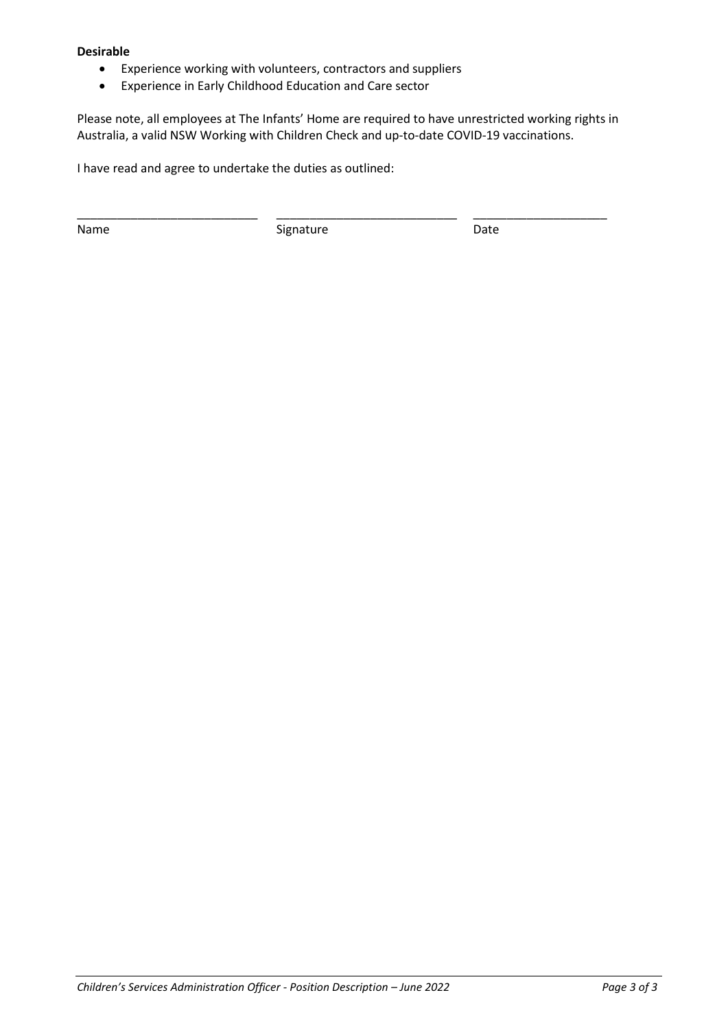**Desirable**

- Experience working with volunteers, contractors and suppliers
- Experience in Early Childhood Education and Care sector

Please note, all employees at The Infants' Home are required to have unrestricted working rights in Australia, a valid NSW Working with Children Check and up-to-date COVID-19 vaccinations.

I have read and agree to undertake the duties as outlined:

| | | |
|---|---|---|
| ____________________________ | ____________________________ | ____________________ |
| Name | Signature | Date |